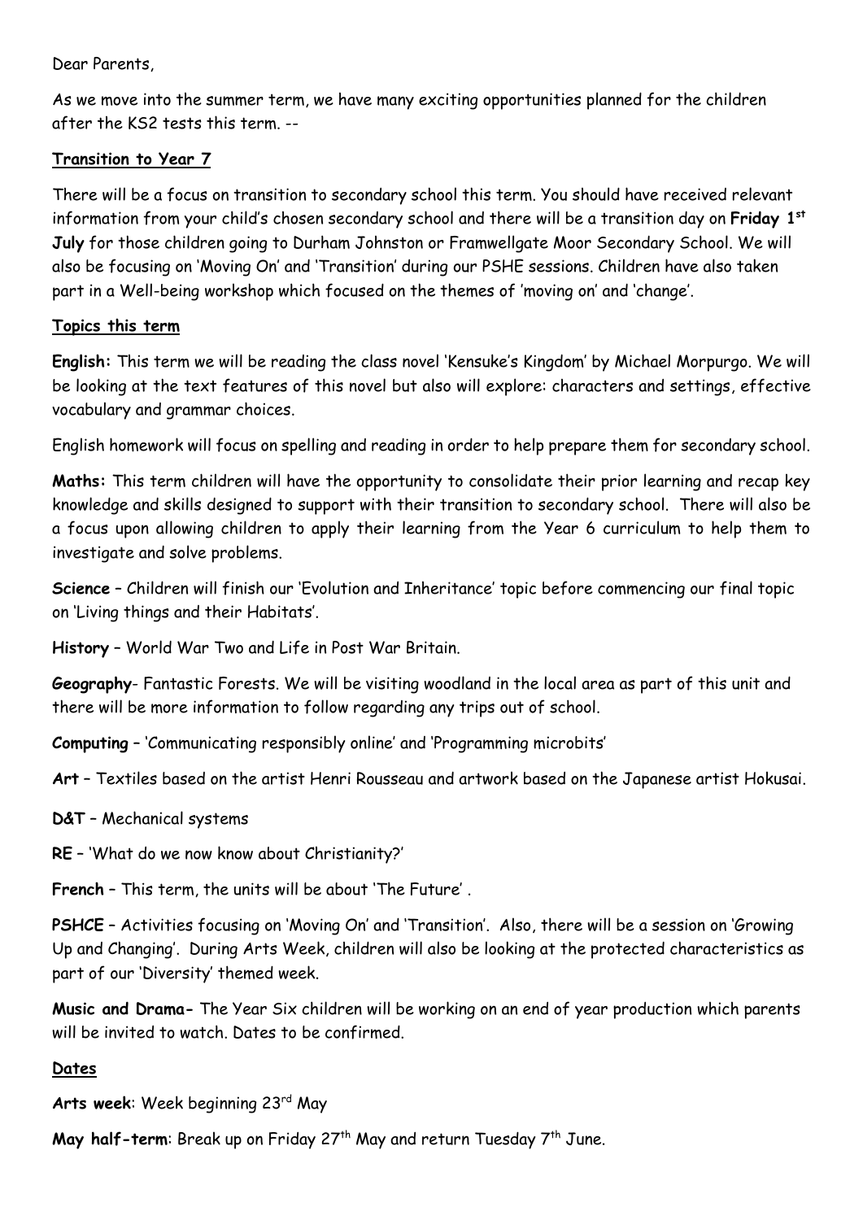Dear Parents,

As we move into the summer term, we have many exciting opportunities planned for the children after the KS2 tests this term. --

## Transition to Year 7

There will be a focus on transition to secondary school this term. You should have received relevant information from your child's chosen secondary school and there will be a transition day on **Friday 1st July** for those children going to Durham Johnston or Framwellgate Moor Secondary School. We will also be focusing on 'Moving On' and 'Transition' during our PSHE sessions. Children have also taken part in a Well-being workshop which focused on the themes of 'moving on' and 'change'.

## Topics this term

**English:** This term we will be reading the class novel 'Kensuke's Kingdom' by Michael Morpurgo. We will be looking at the text features of this novel but also will explore: characters and settings, effective vocabulary and grammar choices.

English homework will focus on spelling and reading in order to help prepare them for secondary school.

**Maths:** This term children will have the opportunity to consolidate their prior learning and recap key knowledge and skills designed to support with their transition to secondary school. There will also be a focus upon allowing children to apply their learning from the Year 6 curriculum to help them to investigate and solve problems.

**Science** – Children will finish our 'Evolution and Inheritance' topic before commencing our final topic on 'Living things and their Habitats'.

**History** – World War Two and Life in Post War Britain.

**Geography**- Fantastic Forests. We will be visiting woodland in the local area as part of this unit and there will be more information to follow regarding any trips out of school.

**Computing** – 'Communicating responsibly online' and 'Programming microbits'

**Art** – Textiles based on the artist Henri Rousseau and artwork based on the Japanese artist Hokusai.

**D&T** – Mechanical systems

**RE** – 'What do we now know about Christianity?'

**French** – This term, the units will be about 'The Future' .

**PSHCE** – Activities focusing on 'Moving On' and 'Transition'. Also, there will be a session on 'Growing Up and Changing'. During Arts Week, children will also be looking at the protected characteristics as part of our 'Diversity' themed week.

**Music and Drama-** The Year Six children will be working on an end of year production which parents will be invited to watch. Dates to be confirmed.

## Dates

**Arts week**: Week beginning 23rd May

**May half-term**: Break up on Friday 27th May and return Tuesday 7th June.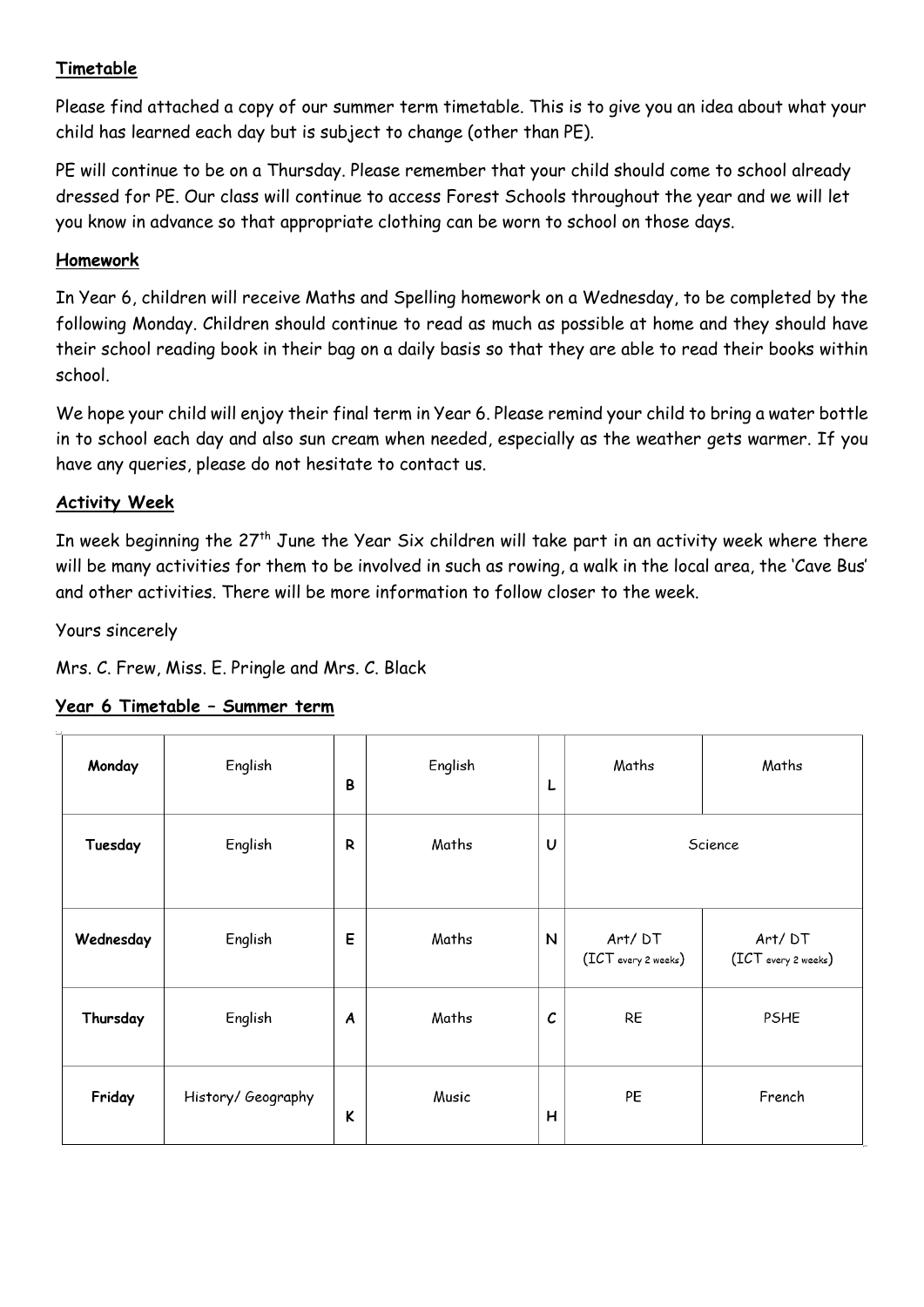**Timetable**

Please find attached a copy of our summer term timetable. This is to give you an idea about what your child has learned each day but is subject to change (other than PE).

PE will continue to be on a Thursday. Please remember that your child should come to school already dressed for PE. Our class will continue to access Forest Schools throughout the year and we will let you know in advance so that appropriate clothing can be worn to school on those days.

**Homework**

In Year 6, children will receive Maths and Spelling homework on a Wednesday, to be completed by the following Monday. Children should continue to read as much as possible at home and they should have their school reading book in their bag on a daily basis so that they are able to read their books within school.

We hope your child will enjoy their final term in Year 6. Please remind your child to bring a water bottle in to school each day and also sun cream when needed, especially as the weather gets warmer. If you have any queries, please do not hesitate to contact us.

**Activity Week**

In week beginning the 27th June the Year Six children will take part in an activity week where there will be many activities for them to be involved in such as rowing, a walk in the local area, the 'Cave Bus' and other activities. There will be more information to follow closer to the week.

Yours sincerely

Mrs. C. Frew, Miss. E. Pringle and Mrs. C. Black

**Year 6 Timetable – Summer term**

| | | | | | | |
|---|---|---|---|---|---|---|
| **Monday** | English | B | English | L | Maths | Maths |
| **Tuesday** | English | R | Maths | U | Science | |
| **Wednesday** | English | E | Maths | N | Art/ DT (ICT every 2 weeks) | Art/ DT (ICT every 2 weeks) |
| **Thursday** | English | A | Maths | C | RE | PSHE |
| **Friday** | History/ Geography | K | Music | H | PE | French |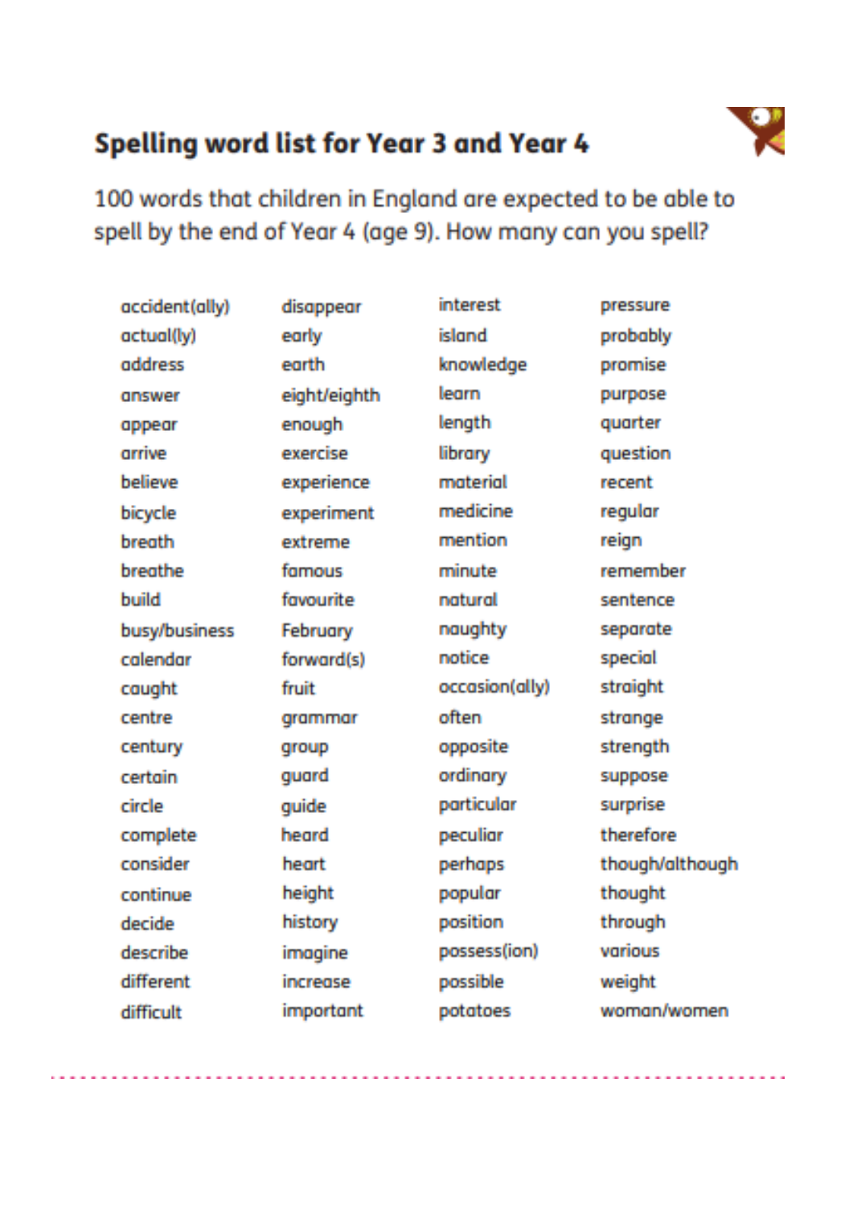## Spelling word list for Year 3 and Year 4

100 words that children in England are expected to be able to spell by the end of Year 4 (age 9). How many can you spell?

| | | | |
|---|---|---|---|
| accident(ally) | disappear | interest | pressure |
| actual(ly) | early | island | probably |
| address | earth | knowledge | promise |
| answer | eight/eighth | learn | purpose |
| appear | enough | length | quarter |
| arrive | exercise | library | question |
| believe | experience | material | recent |
| bicycle | experiment | medicine | regular |
| breath | extreme | mention | reign |
| breathe | famous | minute | remember |
| build | favourite | natural | sentence |
| busy/business | February | naughty | separate |
| calendar | forward(s) | notice | special |
| caught | fruit | occasion(ally) | straight |
| centre | grammar | often | strange |
| century | group | opposite | strength |
| certain | guard | ordinary | suppose |
| circle | guide | particular | surprise |
| complete | heard | peculiar | therefore |
| consider | heart | perhaps | though/although |
| continue | height | popular | thought |
| decide | history | position | through |
| describe | imagine | possess(ion) | various |
| different | increase | possible | weight |
| difficult | important | potatoes | woman/women |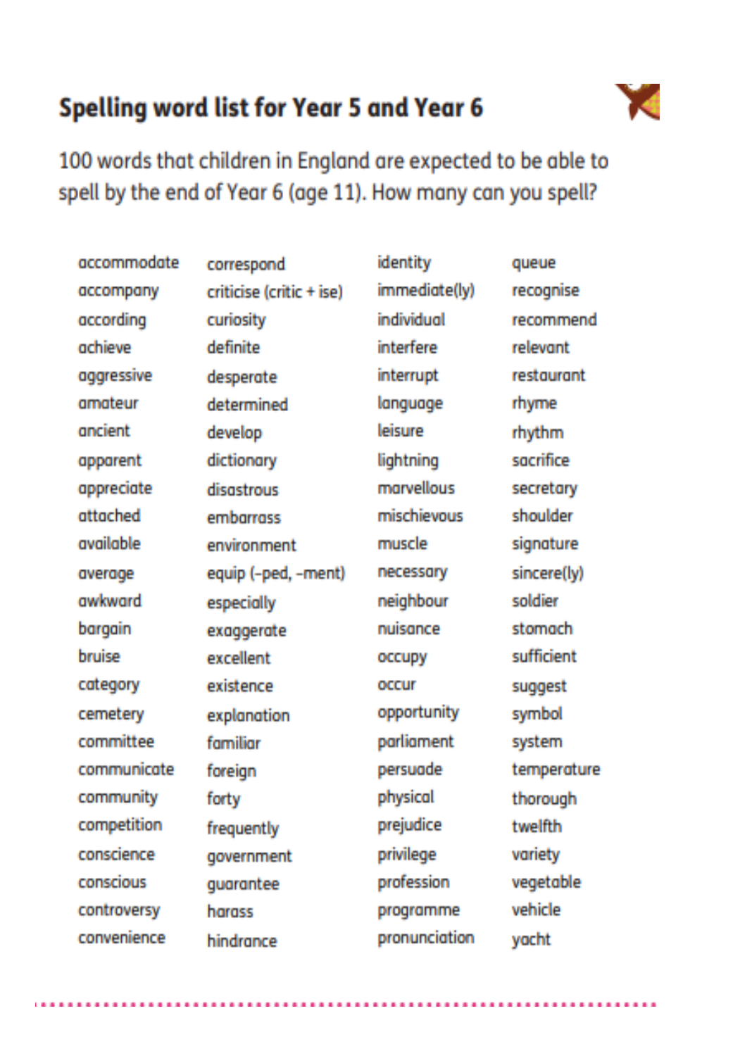## Spelling word list for Year 5 and Year 6

100 words that children in England are expected to be able to spell by the end of Year 6 (age 11). How many can you spell?

accommodate
accompany
according
achieve
aggressive
amateur
ancient
apparent
appreciate
attached
available
average
awkward
bargain
bruise
category
cemetery
committee
communicate
community
competition
conscience
conscious
controversy
convenience

correspond
criticise (critic + ise)
curiosity
definite
desperate
determined
develop
dictionary
disastrous
embarrass
environment
equip (-ped, -ment)
especially
exaggerate
excellent
existence
explanation
familiar
foreign
forty
frequently
government
guarantee
harass
hindrance

identity
immediate(ly)
individual
interfere
interrupt
language
leisure
lightning
marvellous
mischievous
muscle
necessary
neighbour
nuisance
occupy
occur
opportunity
parliament
persuade
physical
prejudice
privilege
profession
programme
pronunciation

queue
recognise
recommend
relevant
restaurant
rhyme
rhythm
sacrifice
secretary
shoulder
signature
sincere(ly)
soldier
stomach
sufficient
suggest
symbol
system
temperature
thorough
twelfth
variety
vegetable
vehicle
yacht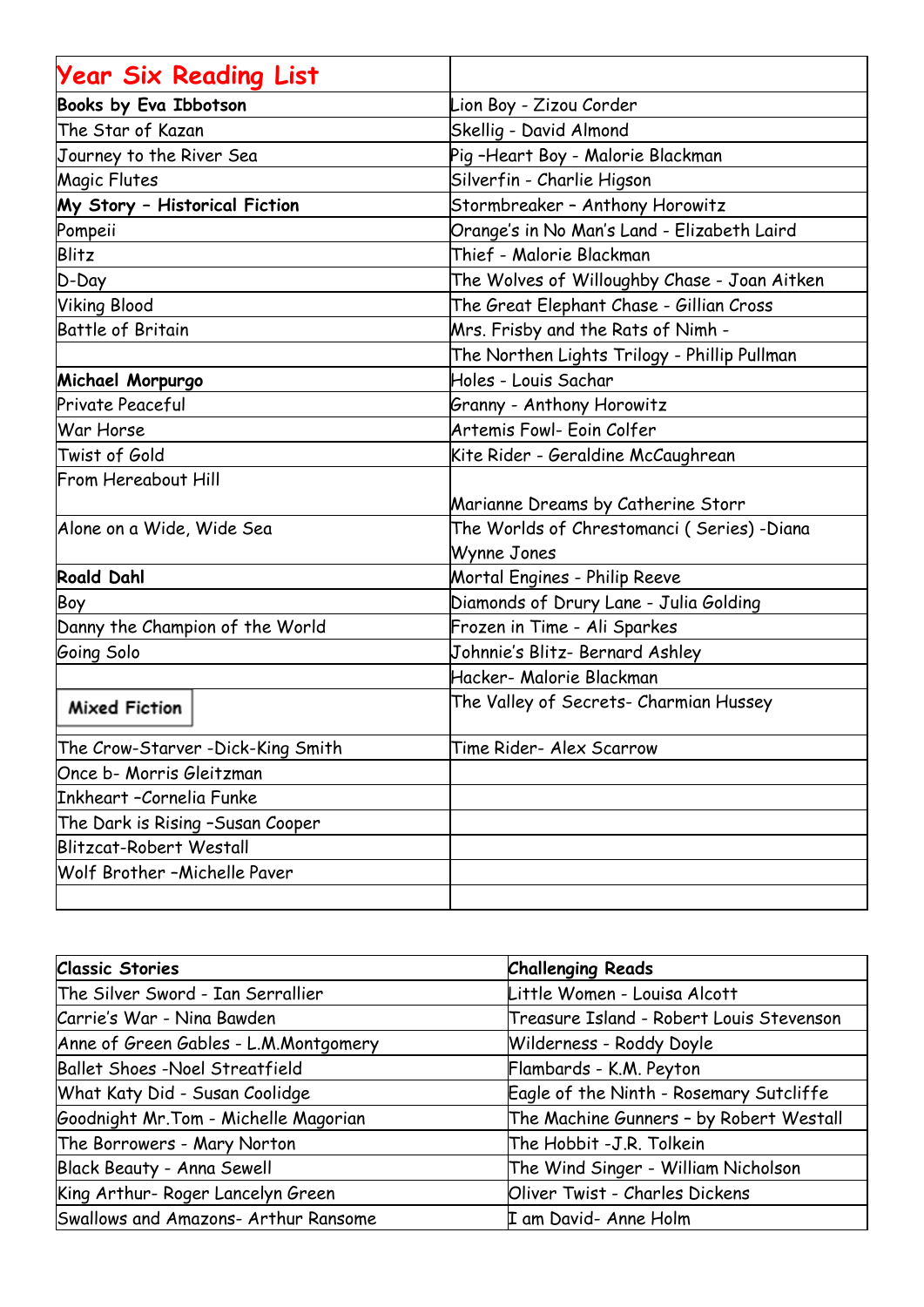| Year Six Reading List | |
|---|---|
| **Books by Eva Ibbotson** | Lion Boy - Zizou Corder |
| The Star of Kazan | Skellig - David Almond |
| Journey to the River Sea | Pig –Heart Boy - Malorie Blackman |
| Magic Flutes | Silverfin - Charlie Higson |
| **My Story – Historical Fiction** | Stormbreaker – Anthony Horowitz |
| Pompeii | Orange's in No Man's Land - Elizabeth Laird |
| Blitz | Thief - Malorie Blackman |
| D-Day | The Wolves of Willoughby Chase - Joan Aitken |
| Viking Blood | The Great Elephant Chase - Gillian Cross |
| Battle of Britain | Mrs. Frisby and the Rats of Nimh - |
| | The Northen Lights Trilogy - Phillip Pullman |
| **Michael Morpurgo** | Holes - Louis Sachar |
| Private Peaceful | Granny - Anthony Horowitz |
| War Horse | Artemis Fowl- Eoin Colfer |
| Twist of Gold | Kite Rider - Geraldine McCaughrean |
| From Hereabout Hill | Marianne Dreams by Catherine Storr |
| Alone on a Wide, Wide Sea | The Worlds of Chrestomanci ( Series) -Diana Wynne Jones |
| **Roald Dahl** | Mortal Engines - Philip Reeve |
| Boy | Diamonds of Drury Lane - Julia Golding |
| Danny the Champion of the World | Frozen in Time - Ali Sparkes |
| Going Solo | Johnnie's Blitz- Bernard Ashley |
| | Hacker- Malorie Blackman |
| **Mixed Fiction** | The Valley of Secrets- Charmian Hussey |
| The Crow-Starver -Dick-King Smith | Time Rider- Alex Scarrow |
| Once b- Morris Gleitzman | |
| Inkheart –Cornelia Funke | |
| The Dark is Rising –Susan Cooper | |
| Blitzcat-Robert Westall | |
| Wolf Brother –Michelle Paver | |
| | |

| **Classic Stories** | **Challenging Reads** |
|---|---|
| The Silver Sword - Ian Serrallier | Little Women - Louisa Alcott |
| Carrie's War - Nina Bawden | Treasure Island - Robert Louis Stevenson |
| Anne of Green Gables - L.M.Montgomery | Wilderness - Roddy Doyle |
| Ballet Shoes -Noel Streatfield | Flambards - K.M. Peyton |
| What Katy Did - Susan Coolidge | Eagle of the Ninth - Rosemary Sutcliffe |
| Goodnight Mr.Tom - Michelle Magorian | The Machine Gunners – by Robert Westall |
| The Borrowers - Mary Norton | The Hobbit -J.R. Tolkein |
| Black Beauty - Anna Sewell | The Wind Singer - William Nicholson |
| King Arthur- Roger Lancelyn Green | Oliver Twist - Charles Dickens |
| Swallows and Amazons- Arthur Ransome | I am David- Anne Holm |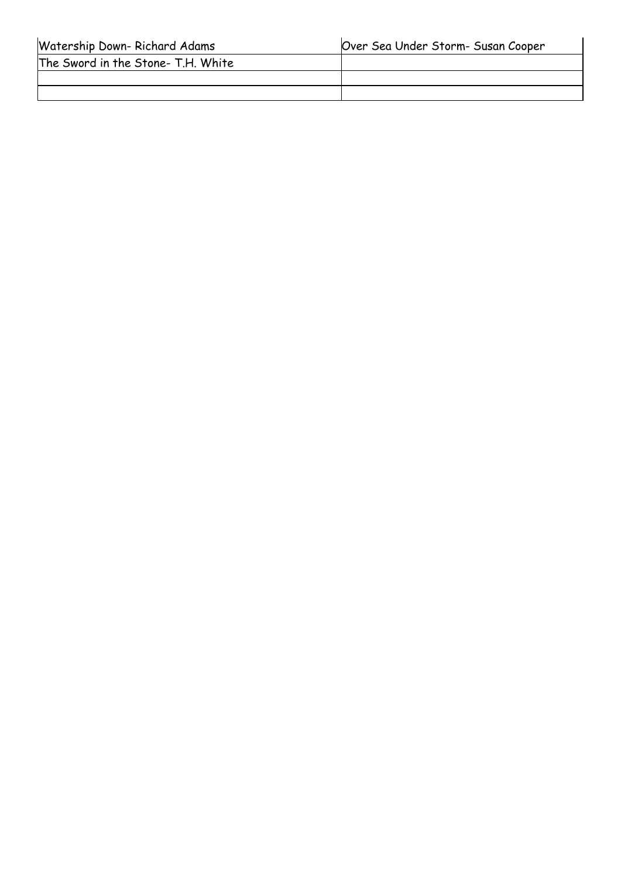| | |
|---|---|
| Watership Down- Richard Adams | Over Sea Under Storm- Susan Cooper |
| The Sword in the Stone- T.H. White | |
| | |
| | |